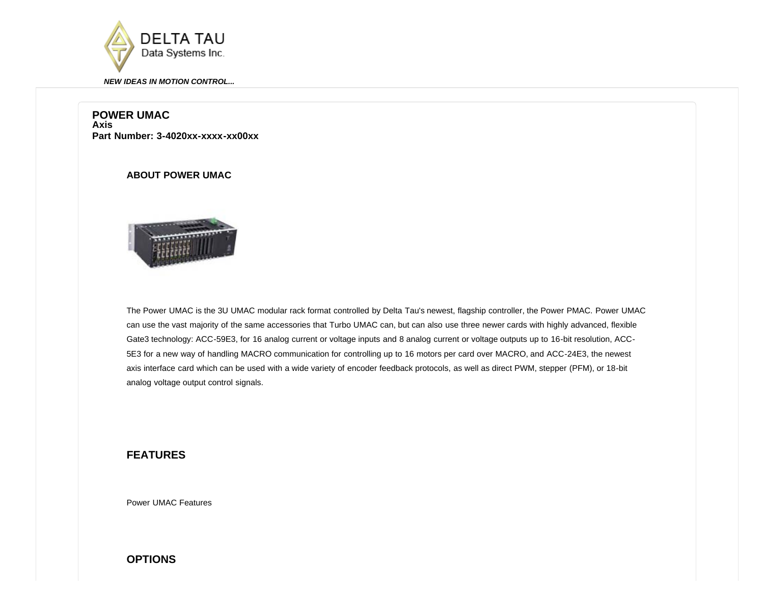DELTA TAU
Data Systems Inc.

***NEW IDEAS IN MOTION CONTROL...***

# POWER UMAC

**Axis**

**Part Number: 3-4020xx-xxxx-xx00xx**

## ABOUT POWER UMAC

The Power UMAC is the 3U UMAC modular rack format controlled by Delta Tau's newest, flagship controller, the Power PMAC. Power UMAC can use the vast majority of the same accessories that Turbo UMAC can, but can also use three newer cards with highly advanced, flexible Gate3 technology: ACC-59E3, for 16 analog current or voltage inputs and 8 analog current or voltage outputs up to 16-bit resolution, ACC-5E3 for a new way of handling MACRO communication for controlling up to 16 motors per card over MACRO, and ACC-24E3, the newest axis interface card which can be used with a wide variety of encoder feedback protocols, as well as direct PWM, stepper (PFM), or 18-bit analog voltage output control signals.

## FEATURES

Power UMAC Features

## OPTIONS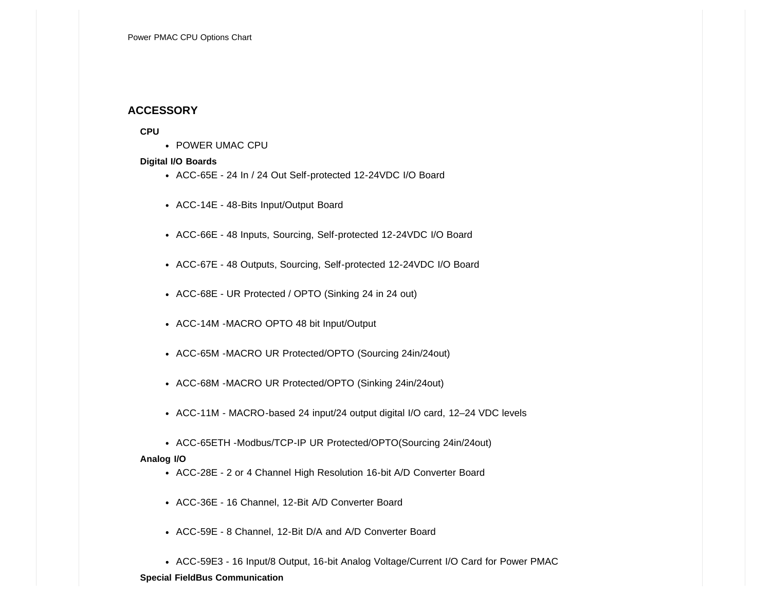Power PMAC CPU Options Chart

## ACCESSORY

**CPU**

- POWER UMAC CPU

**Digital I/O Boards**

- ACC-65E - 24 In / 24 Out Self-protected 12-24VDC I/O Board
- ACC-14E - 48-Bits Input/Output Board
- ACC-66E - 48 Inputs, Sourcing, Self-protected 12-24VDC I/O Board
- ACC-67E - 48 Outputs, Sourcing, Self-protected 12-24VDC I/O Board
- ACC-68E - UR Protected / OPTO (Sinking 24 in 24 out)
- ACC-14M -MACRO OPTO 48 bit Input/Output
- ACC-65M -MACRO UR Protected/OPTO (Sourcing 24in/24out)
- ACC-68M -MACRO UR Protected/OPTO (Sinking 24in/24out)
- ACC-11M - MACRO-based 24 input/24 output digital I/O card, 12–24 VDC levels
- ACC-65ETH -Modbus/TCP-IP UR Protected/OPTO(Sourcing 24in/24out)

**Analog I/O**

- ACC-28E - 2 or 4 Channel High Resolution 16-bit A/D Converter Board
- ACC-36E - 16 Channel, 12-Bit A/D Converter Board
- ACC-59E - 8 Channel, 12-Bit D/A and A/D Converter Board
- ACC-59E3 - 16 Input/8 Output, 16-bit Analog Voltage/Current I/O Card for Power PMAC

**Special FieldBus Communication**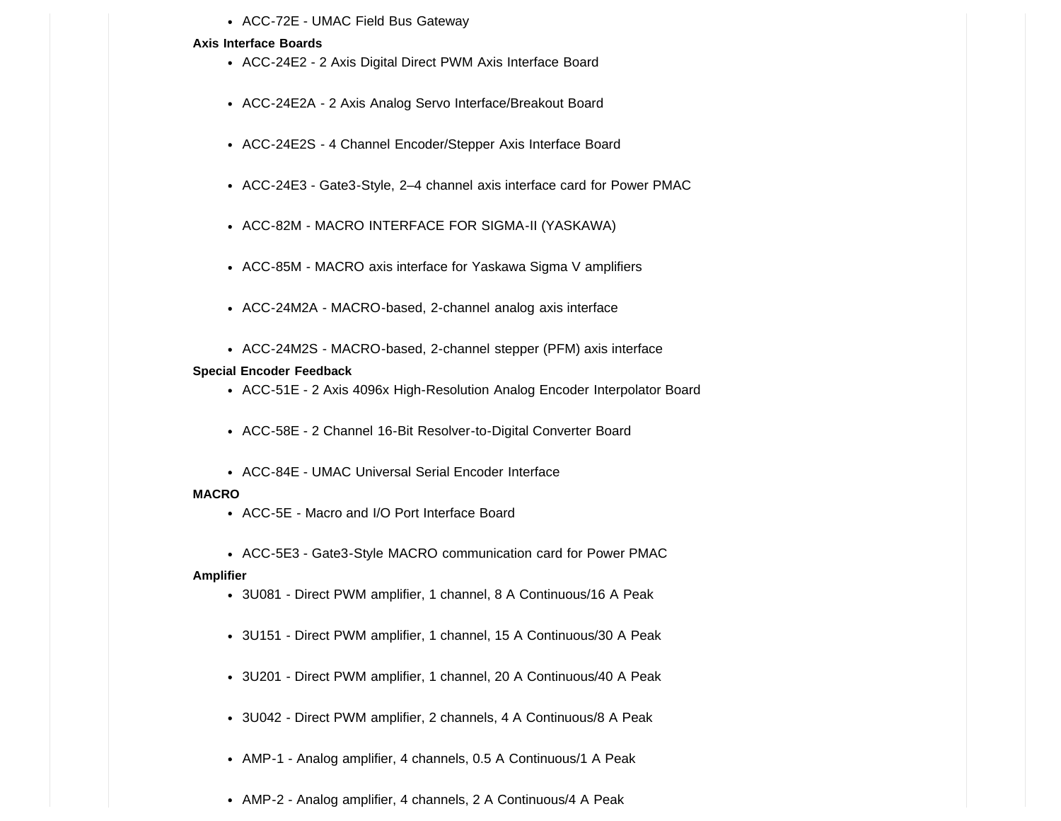- ACC-72E - UMAC Field Bus Gateway

**Axis Interface Boards**

- ACC-24E2 - 2 Axis Digital Direct PWM Axis Interface Board
- ACC-24E2A - 2 Axis Analog Servo Interface/Breakout Board
- ACC-24E2S - 4 Channel Encoder/Stepper Axis Interface Board
- ACC-24E3 - Gate3-Style, 2–4 channel axis interface card for Power PMAC
- ACC-82M - MACRO INTERFACE FOR SIGMA-II (YASKAWA)
- ACC-85M - MACRO axis interface for Yaskawa Sigma V amplifiers
- ACC-24M2A - MACRO-based, 2-channel analog axis interface
- ACC-24M2S - MACRO-based, 2-channel stepper (PFM) axis interface

**Special Encoder Feedback**

- ACC-51E - 2 Axis 4096x High-Resolution Analog Encoder Interpolator Board
- ACC-58E - 2 Channel 16-Bit Resolver-to-Digital Converter Board
- ACC-84E - UMAC Universal Serial Encoder Interface

**MACRO**

- ACC-5E - Macro and I/O Port Interface Board
- ACC-5E3 - Gate3-Style MACRO communication card for Power PMAC

**Amplifier**

- 3U081 - Direct PWM amplifier, 1 channel, 8 A Continuous/16 A Peak
- 3U151 - Direct PWM amplifier, 1 channel, 15 A Continuous/30 A Peak
- 3U201 - Direct PWM amplifier, 1 channel, 20 A Continuous/40 A Peak
- 3U042 - Direct PWM amplifier, 2 channels, 4 A Continuous/8 A Peak
- AMP-1 - Analog amplifier, 4 channels, 0.5 A Continuous/1 A Peak
- AMP-2 - Analog amplifier, 4 channels, 2 A Continuous/4 A Peak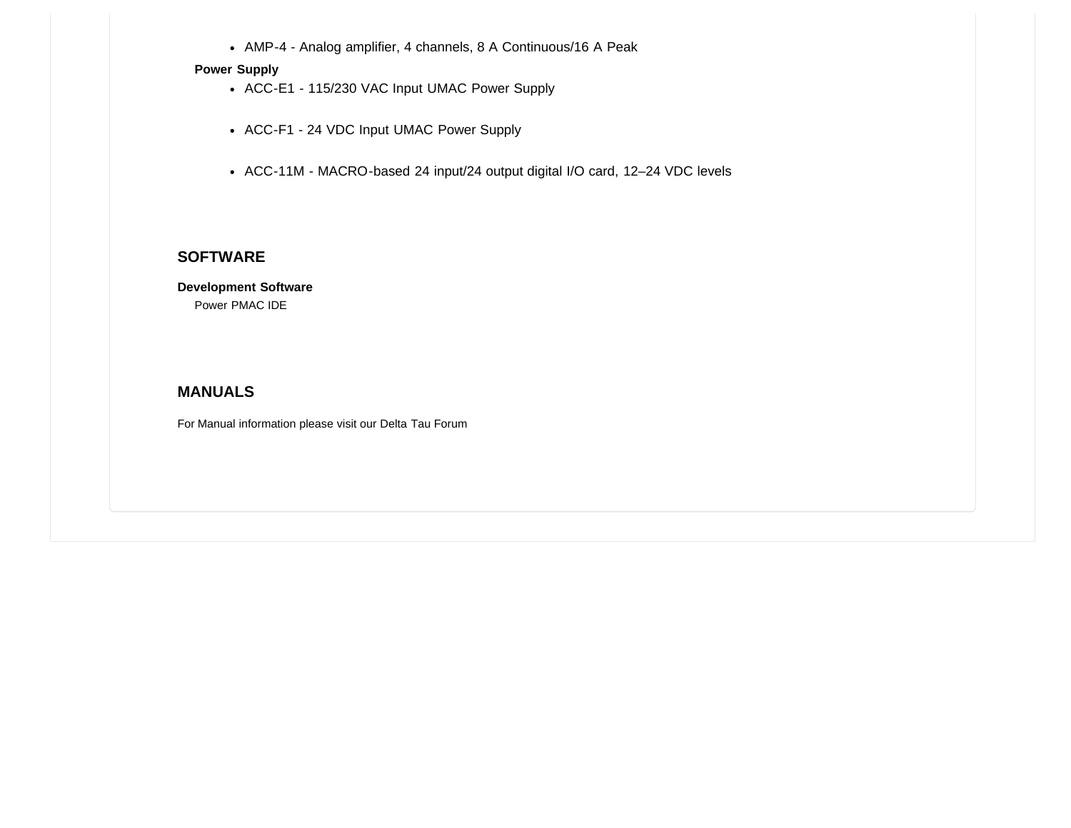- AMP-4 - Analog amplifier, 4 channels, 8 A Continuous/16 A Peak

**Power Supply**

- ACC-E1 - 115/230 VAC Input UMAC Power Supply
- ACC-F1 - 24 VDC Input UMAC Power Supply
- ACC-11M - MACRO-based 24 input/24 output digital I/O card, 12–24 VDC levels

## SOFTWARE

**Development Software**

Power PMAC IDE

## MANUALS

For Manual information please visit our Delta Tau Forum